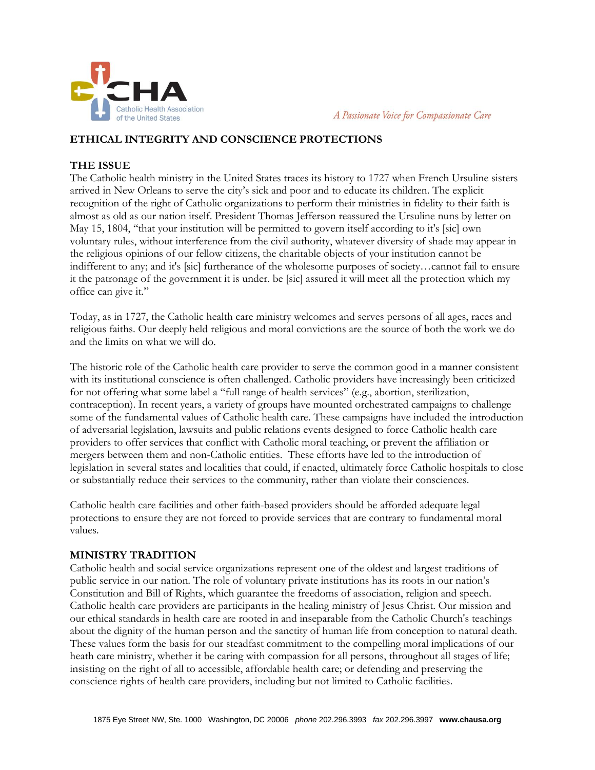CHA

Catholic Health Association of the United States

*A Passionate Voice for Compassionate Care*

## ETHICAL INTEGRITY AND CONSCIENCE PROTECTIONS

### THE ISSUE

The Catholic health ministry in the United States traces its history to 1727 when French Ursuline sisters arrived in New Orleans to serve the city's sick and poor and to educate its children. The explicit recognition of the right of Catholic organizations to perform their ministries in fidelity to their faith is almost as old as our nation itself. President Thomas Jefferson reassured the Ursuline nuns by letter on May 15, 1804, "that your institution will be permitted to govern itself according to it's [sic] own voluntary rules, without interference from the civil authority, whatever diversity of shade may appear in the religious opinions of our fellow citizens, the charitable objects of your institution cannot be indifferent to any; and it's [sic] furtherance of the wholesome purposes of society…cannot fail to ensure it the patronage of the government it is under. be [sic] assured it will meet all the protection which my office can give it."

Today, as in 1727, the Catholic health care ministry welcomes and serves persons of all ages, races and religious faiths. Our deeply held religious and moral convictions are the source of both the work we do and the limits on what we will do.

The historic role of the Catholic health care provider to serve the common good in a manner consistent with its institutional conscience is often challenged. Catholic providers have increasingly been criticized for not offering what some label a "full range of health services" (e.g., abortion, sterilization, contraception). In recent years, a variety of groups have mounted orchestrated campaigns to challenge some of the fundamental values of Catholic health care. These campaigns have included the introduction of adversarial legislation, lawsuits and public relations events designed to force Catholic health care providers to offer services that conflict with Catholic moral teaching, or prevent the affiliation or mergers between them and non-Catholic entities. These efforts have led to the introduction of legislation in several states and localities that could, if enacted, ultimately force Catholic hospitals to close or substantially reduce their services to the community, rather than violate their consciences.

Catholic health care facilities and other faith-based providers should be afforded adequate legal protections to ensure they are not forced to provide services that are contrary to fundamental moral values.

### MINISTRY TRADITION

Catholic health and social service organizations represent one of the oldest and largest traditions of public service in our nation. The role of voluntary private institutions has its roots in our nation's Constitution and Bill of Rights, which guarantee the freedoms of association, religion and speech. Catholic health care providers are participants in the healing ministry of Jesus Christ. Our mission and our ethical standards in health care are rooted in and inseparable from the Catholic Church's teachings about the dignity of the human person and the sanctity of human life from conception to natural death. These values form the basis for our steadfast commitment to the compelling moral implications of our heath care ministry, whether it be caring with compassion for all persons, throughout all stages of life; insisting on the right of all to accessible, affordable health care; or defending and preserving the conscience rights of health care providers, including but not limited to Catholic facilities.

1875 Eye Street NW, Ste. 1000 Washington, DC 20006 *phone* 202.296.3993 *fax* 202.296.3997 **www.chausa.org**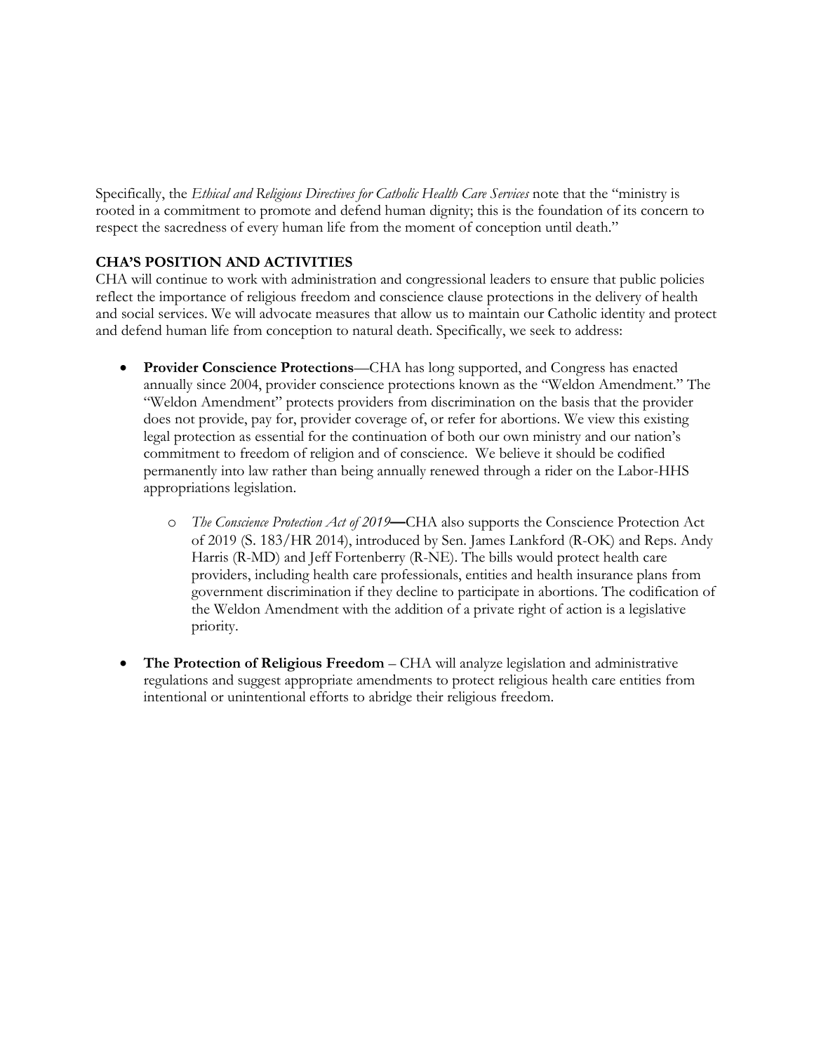Specifically, the *Ethical and Religious Directives for Catholic Health Care Services* note that the "ministry is rooted in a commitment to promote and defend human dignity; this is the foundation of its concern to respect the sacredness of every human life from the moment of conception until death."

**CHA'S POSITION AND ACTIVITIES**

CHA will continue to work with administration and congressional leaders to ensure that public policies reflect the importance of religious freedom and conscience clause protections in the delivery of health and social services. We will advocate measures that allow us to maintain our Catholic identity and protect and defend human life from conception to natural death. Specifically, we seek to address:

- **Provider Conscience Protections**—CHA has long supported, and Congress has enacted annually since 2004, provider conscience protections known as the "Weldon Amendment." The "Weldon Amendment" protects providers from discrimination on the basis that the provider does not provide, pay for, provider coverage of, or refer for abortions. We view this existing legal protection as essential for the continuation of both our own ministry and our nation's commitment to freedom of religion and of conscience. We believe it should be codified permanently into law rather than being annually renewed through a rider on the Labor-HHS appropriations legislation.
    - *The Conscience Protection Act of 2019*—CHA also supports the Conscience Protection Act of 2019 (S. 183/HR 2014), introduced by Sen. James Lankford (R-OK) and Reps. Andy Harris (R-MD) and Jeff Fortenberry (R-NE). The bills would protect health care providers, including health care professionals, entities and health insurance plans from government discrimination if they decline to participate in abortions. The codification of the Weldon Amendment with the addition of a private right of action is a legislative priority.
- **The Protection of Religious Freedom** – CHA will analyze legislation and administrative regulations and suggest appropriate amendments to protect religious health care entities from intentional or unintentional efforts to abridge their religious freedom.